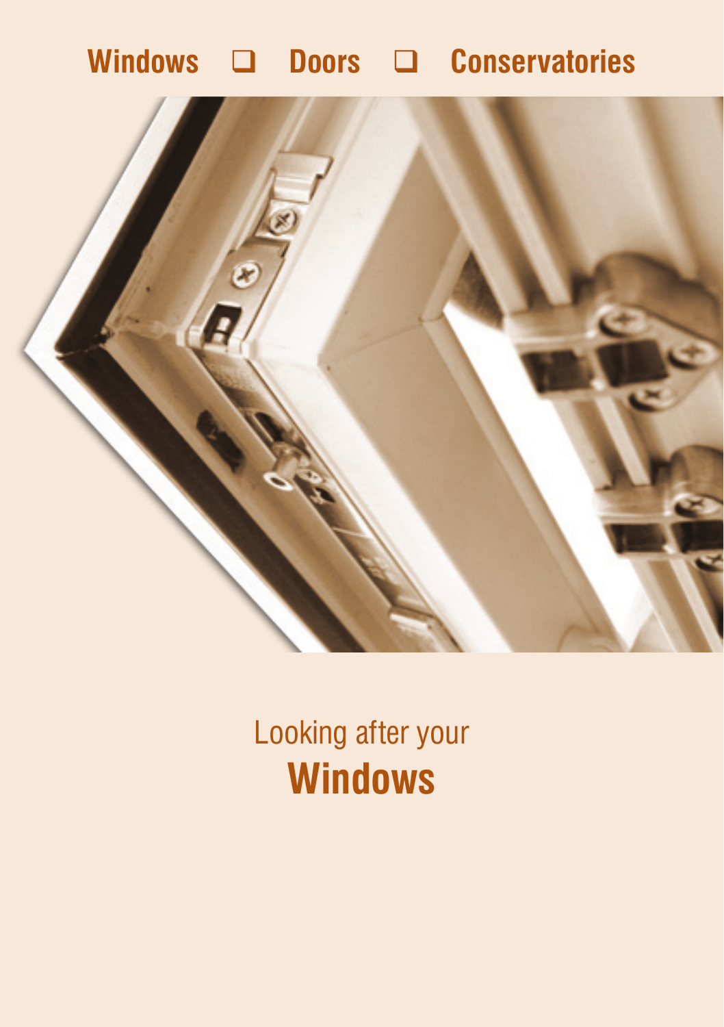**Windows ❑ Doors ❑ Conservatories**

Looking after your

# Windows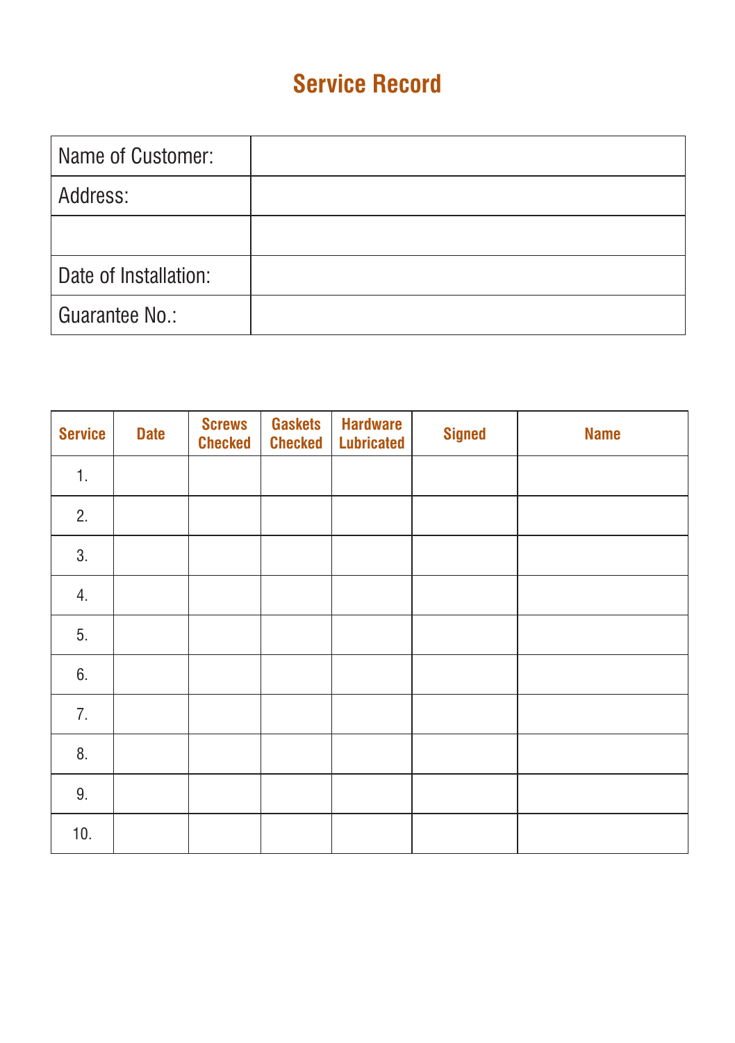# Service Record

| | |
|---|---|
| Name of Customer: | |
| Address: | |
| | |
| Date of Installation: | |
| Guarantee No.: | |

| Service | Date | Screws Checked | Gaskets Checked | Hardware Lubricated | Signed | Name |
|---|---|---|---|---|---|---|
| 1. | | | | | | |
| 2. | | | | | | |
| 3. | | | | | | |
| 4. | | | | | | |
| 5. | | | | | | |
| 6. | | | | | | |
| 7. | | | | | | |
| 8. | | | | | | |
| 9. | | | | | | |
| 10. | | | | | | |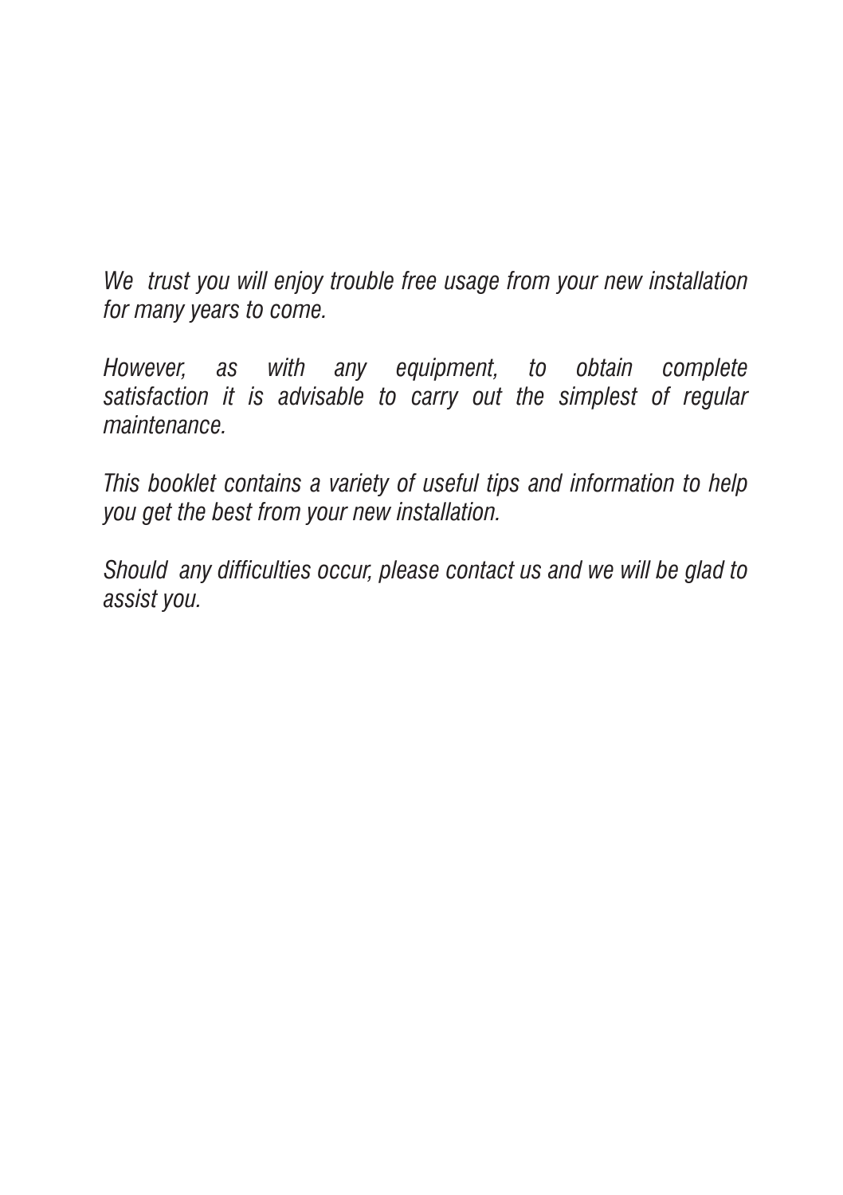*We trust you will enjoy trouble free usage from your new installation for many years to come.*

*However, as with any equipment, to obtain complete satisfaction it is advisable to carry out the simplest of regular maintenance.*

*This booklet contains a variety of useful tips and information to help you get the best from your new installation.*

*Should any difficulties occur, please contact us and we will be glad to assist you.*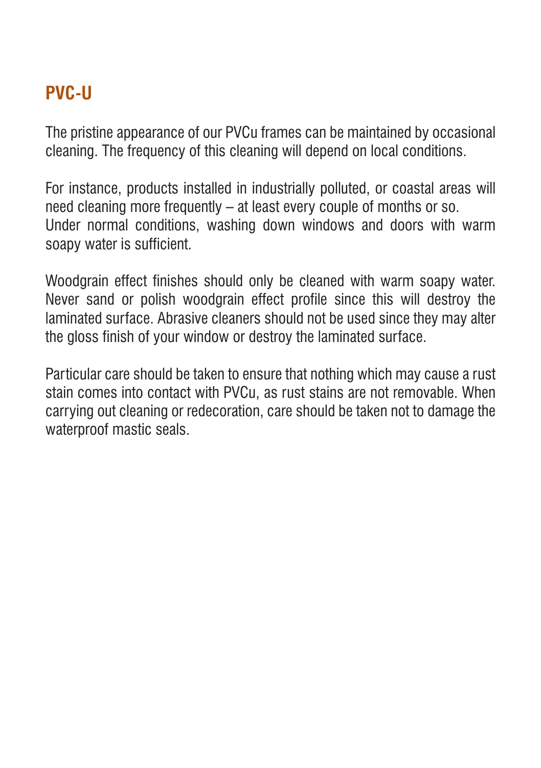## PVC-U

The pristine appearance of our PVCu frames can be maintained by occasional cleaning. The frequency of this cleaning will depend on local conditions.

For instance, products installed in industrially polluted, or coastal areas will need cleaning more frequently – at least every couple of months or so. Under normal conditions, washing down windows and doors with warm soapy water is sufficient.

Woodgrain effect finishes should only be cleaned with warm soapy water. Never sand or polish woodgrain effect profile since this will destroy the laminated surface. Abrasive cleaners should not be used since they may alter the gloss finish of your window or destroy the laminated surface.

Particular care should be taken to ensure that nothing which may cause a rust stain comes into contact with PVCu, as rust stains are not removable. When carrying out cleaning or redecoration, care should be taken not to damage the waterproof mastic seals.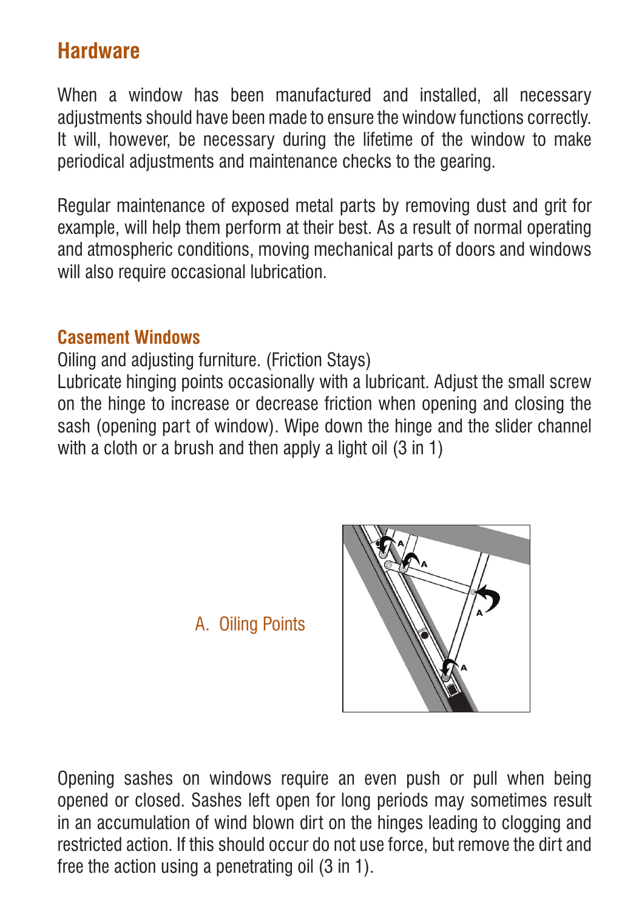## Hardware

When a window has been manufactured and installed, all necessary adjustments should have been made to ensure the window functions correctly. It will, however, be necessary during the lifetime of the window to make periodical adjustments and maintenance checks to the gearing.

Regular maintenance of exposed metal parts by removing dust and grit for example, will help them perform at their best. As a result of normal operating and atmospheric conditions, moving mechanical parts of doors and windows will also require occasional lubrication.

### Casement Windows

Oiling and adjusting furniture. (Friction Stays)
Lubricate hinging points occasionally with a lubricant. Adjust the small screw on the hinge to increase or decrease friction when opening and closing the sash (opening part of window). Wipe down the hinge and the slider channel with a cloth or a brush and then apply a light oil (3 in 1)

A. Oiling Points

A
A
A
A

Opening sashes on windows require an even push or pull when being opened or closed. Sashes left open for long periods may sometimes result in an accumulation of wind blown dirt on the hinges leading to clogging and restricted action. If this should occur do not use force, but remove the dirt and free the action using a penetrating oil (3 in 1).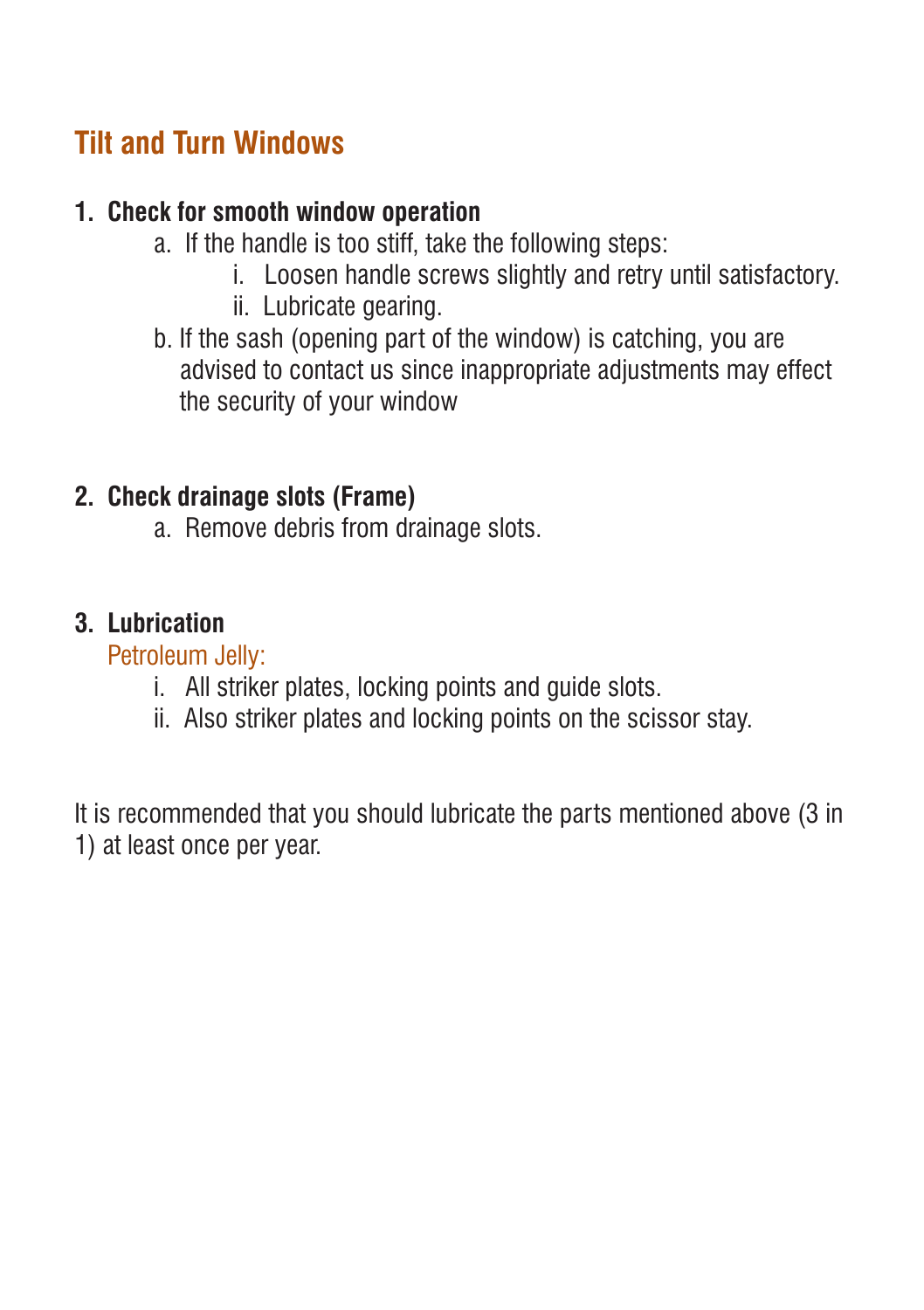## Tilt and Turn Windows

1. **Check for smooth window operation**
   a. If the handle is too stiff, take the following steps:
      i. Loosen handle screws slightly and retry until satisfactory.
      ii. Lubricate gearing.
   b. If the sash (opening part of the window) is catching, you are advised to contact us since inappropriate adjustments may effect the security of your window

2. **Check drainage slots (Frame)**
   a. Remove debris from drainage slots.

3. **Lubrication**
   Petroleum Jelly:
   i. All striker plates, locking points and guide slots.
   ii. Also striker plates and locking points on the scissor stay.

It is recommended that you should lubricate the parts mentioned above (3 in 1) at least once per year.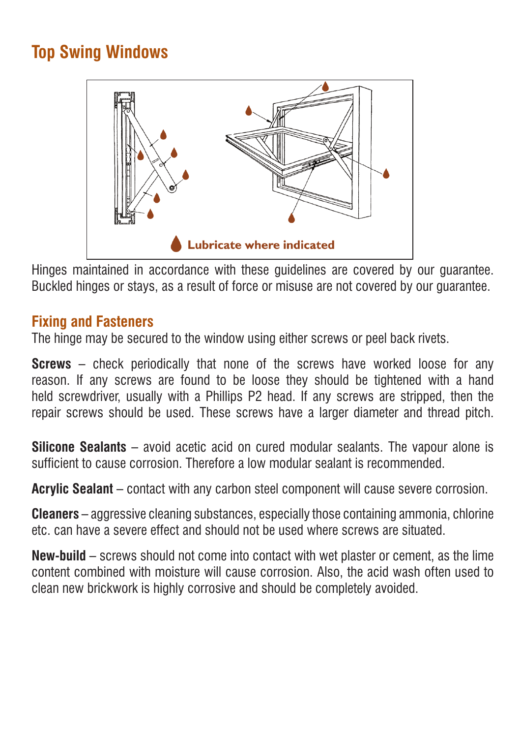# Top Swing Windows

Lubricate where indicated

Hinges maintained in accordance with these guidelines are covered by our guarantee. Buckled hinges or stays, as a result of force or misuse are not covered by our guarantee.

## Fixing and Fasteners

The hinge may be secured to the window using either screws or peel back rivets.

**Screws** – check periodically that none of the screws have worked loose for any reason. If any screws are found to be loose they should be tightened with a hand held screwdriver, usually with a Phillips P2 head. If any screws are stripped, then the repair screws should be used. These screws have a larger diameter and thread pitch.

**Silicone Sealants** – avoid acetic acid on cured modular sealants. The vapour alone is sufficient to cause corrosion. Therefore a low modular sealant is recommended.

**Acrylic Sealant** – contact with any carbon steel component will cause severe corrosion.

**Cleaners** – aggressive cleaning substances, especially those containing ammonia, chlorine etc. can have a severe effect and should not be used where screws are situated.

**New-build** – screws should not come into contact with wet plaster or cement, as the lime content combined with moisture will cause corrosion. Also, the acid wash often used to clean new brickwork is highly corrosive and should be completely avoided.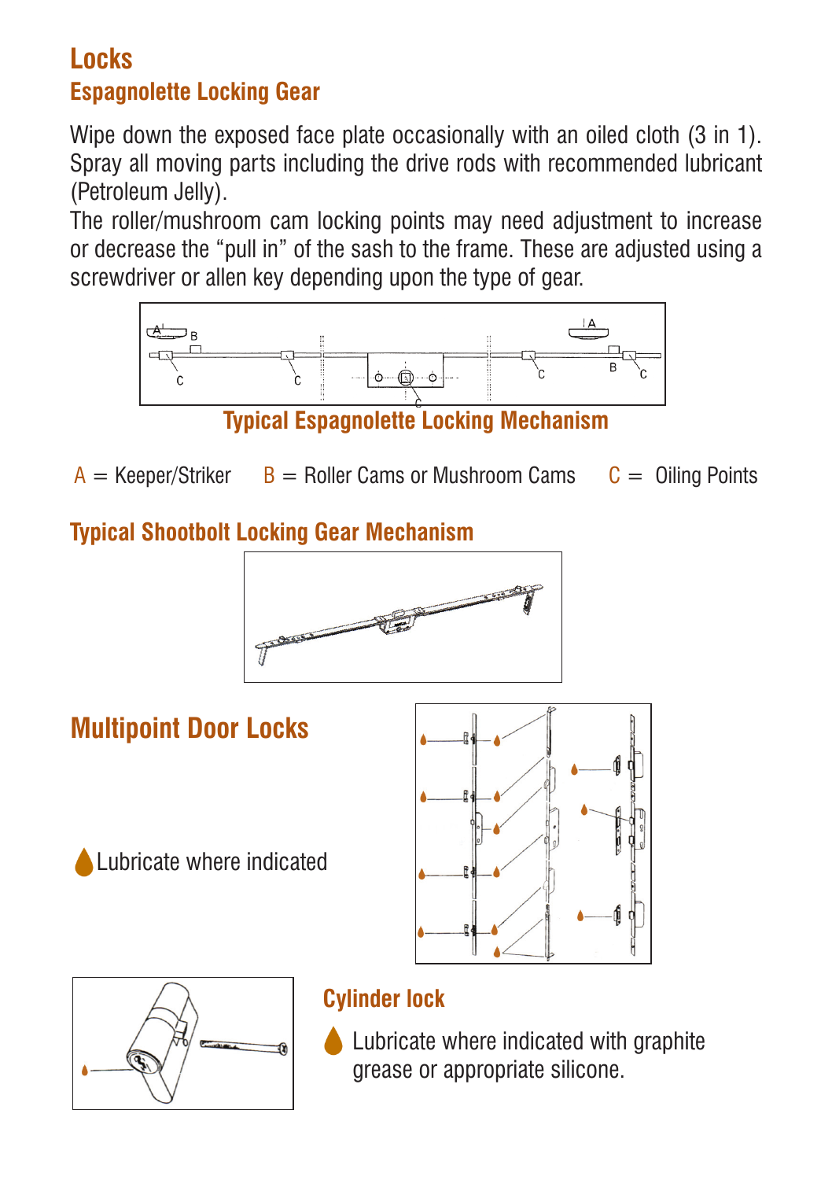# Locks

## Espagnolette Locking Gear

Wipe down the exposed face plate occasionally with an oiled cloth (3 in 1). Spray all moving parts including the drive rods with recommended lubricant (Petroleum Jelly).

The roller/mushroom cam locking points may need adjustment to increase or decrease the “pull in” of the sash to the frame. These are adjusted using a screwdriver or allen key depending upon the type of gear.

Typical Espagnolette Locking Mechanism

A = Keeper/Striker B = Roller Cams or Mushroom Cams C = Oiling Points

## Typical Shootbolt Locking Gear Mechanism

## Multipoint Door Locks

Lubricate where indicated

## Cylinder lock

Lubricate where indicated with graphite grease or appropriate silicone.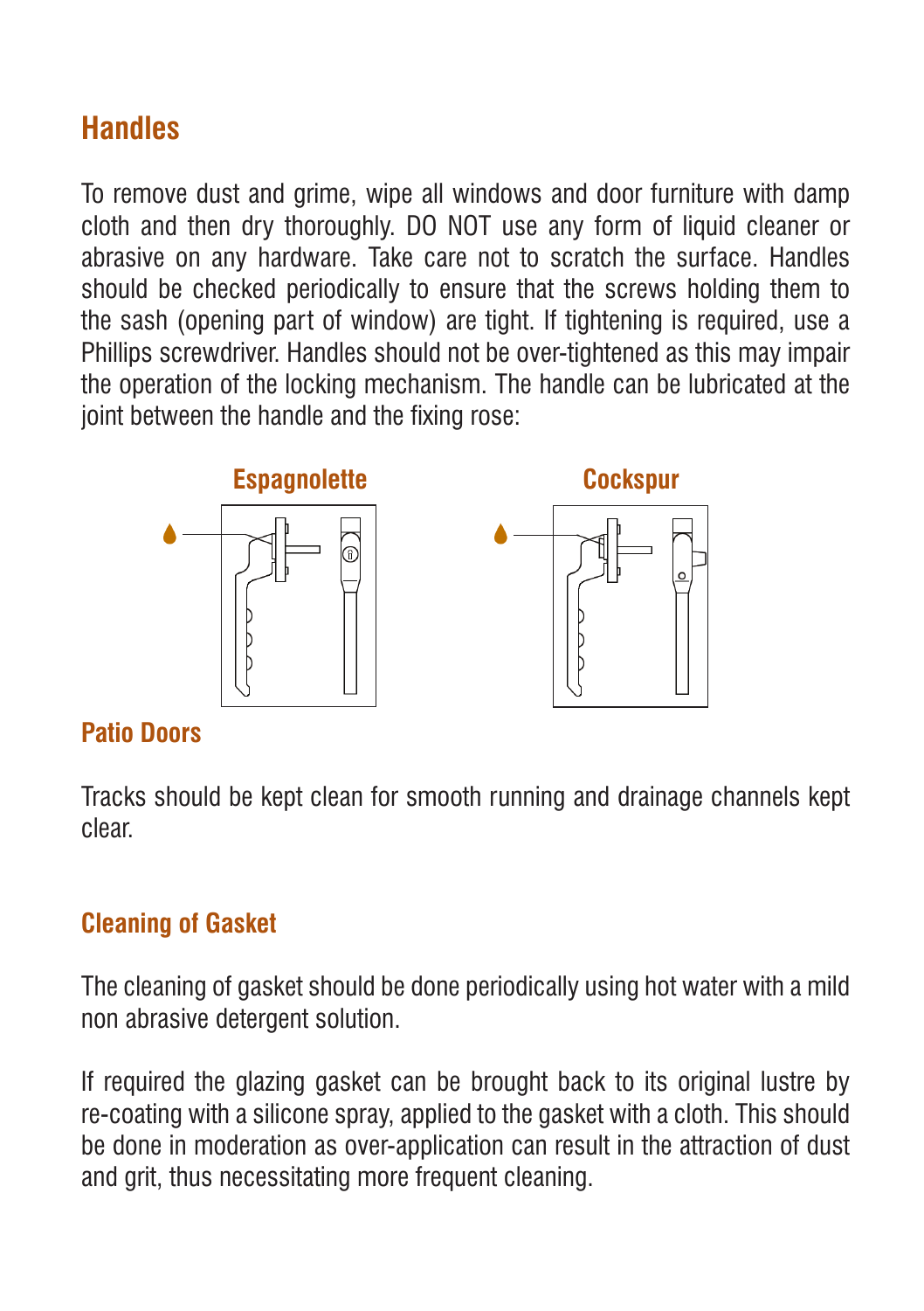## Handles

To remove dust and grime, wipe all windows and door furniture with damp cloth and then dry thoroughly. DO NOT use any form of liquid cleaner or abrasive on any hardware. Take care not to scratch the surface. Handles should be checked periodically to ensure that the screws holding them to the sash (opening part of window) are tight. If tightening is required, use a Phillips screwdriver. Handles should not be over-tightened as this may impair the operation of the locking mechanism. The handle can be lubricated at the joint between the handle and the fixing rose:

Espagnolette

Cockspur

## Patio Doors

Tracks should be kept clean for smooth running and drainage channels kept clear.

## Cleaning of Gasket

The cleaning of gasket should be done periodically using hot water with a mild non abrasive detergent solution.

If required the glazing gasket can be brought back to its original lustre by re-coating with a silicone spray, applied to the gasket with a cloth. This should be done in moderation as over-application can result in the attraction of dust and grit, thus necessitating more frequent cleaning.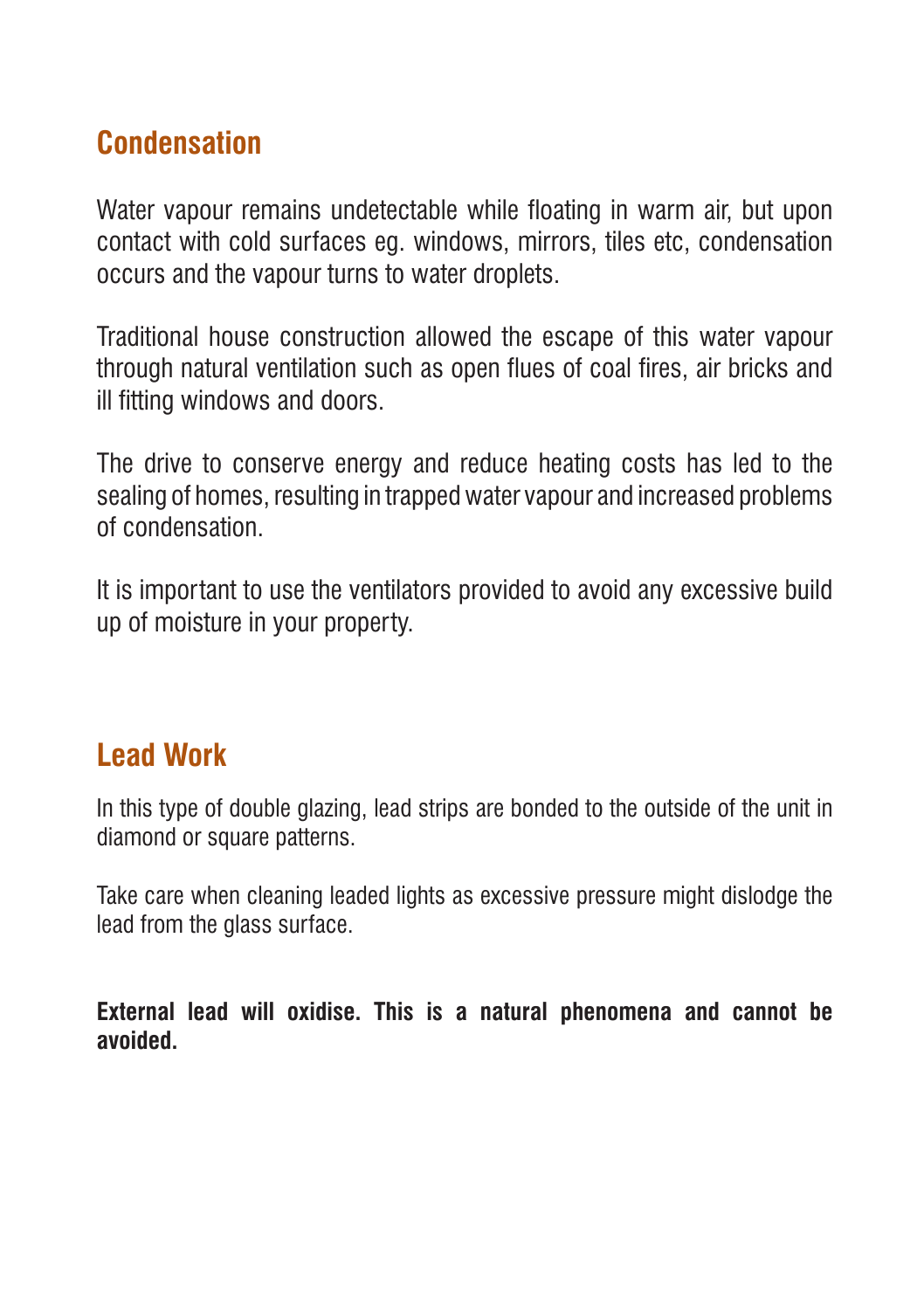## Condensation

Water vapour remains undetectable while floating in warm air, but upon contact with cold surfaces eg. windows, mirrors, tiles etc, condensation occurs and the vapour turns to water droplets.

Traditional house construction allowed the escape of this water vapour through natural ventilation such as open flues of coal fires, air bricks and ill fitting windows and doors.

The drive to conserve energy and reduce heating costs has led to the sealing of homes, resulting in trapped water vapour and increased problems of condensation.

It is important to use the ventilators provided to avoid any excessive build up of moisture in your property.

## Lead Work

In this type of double glazing, lead strips are bonded to the outside of the unit in diamond or square patterns.

Take care when cleaning leaded lights as excessive pressure might dislodge the lead from the glass surface.

**External lead will oxidise. This is a natural phenomena and cannot be avoided.**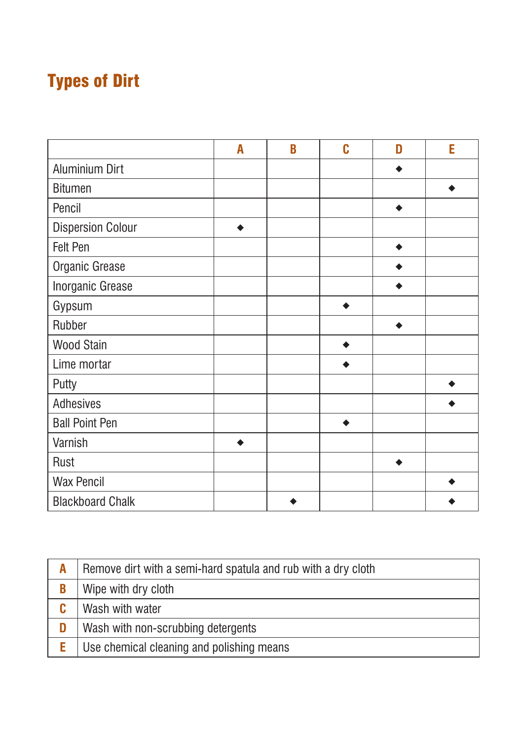# Types of Dirt

| | A | B | C | D | E |
|---|---|---|---|---|---|
| Aluminium Dirt | | | | ◆ | |
| Bitumen | | | | | ◆ |
| Pencil | | | | ◆ | |
| Dispersion Colour | ◆ | | | | |
| Felt Pen | | | | ◆ | |
| Organic Grease | | | | ◆ | |
| Inorganic Grease | | | | ◆ | |
| Gypsum | | | ◆ | | |
| Rubber | | | | ◆ | |
| Wood Stain | | | ◆ | | |
| Lime mortar | | | ◆ | | |
| Putty | | | | | ◆ |
| Adhesives | | | | | ◆ |
| Ball Point Pen | | | ◆ | | |
| Varnish | ◆ | | | | |
| Rust | | | | ◆ | |
| Wax Pencil | | | | | ◆ |
| Blackboard Chalk | | ◆ | | | ◆ |

| | |
|---|---|
| A | Remove dirt with a semi-hard spatula and rub with a dry cloth |
| B | Wipe with dry cloth |
| C | Wash with water |
| D | Wash with non-scrubbing detergents |
| E | Use chemical cleaning and polishing means |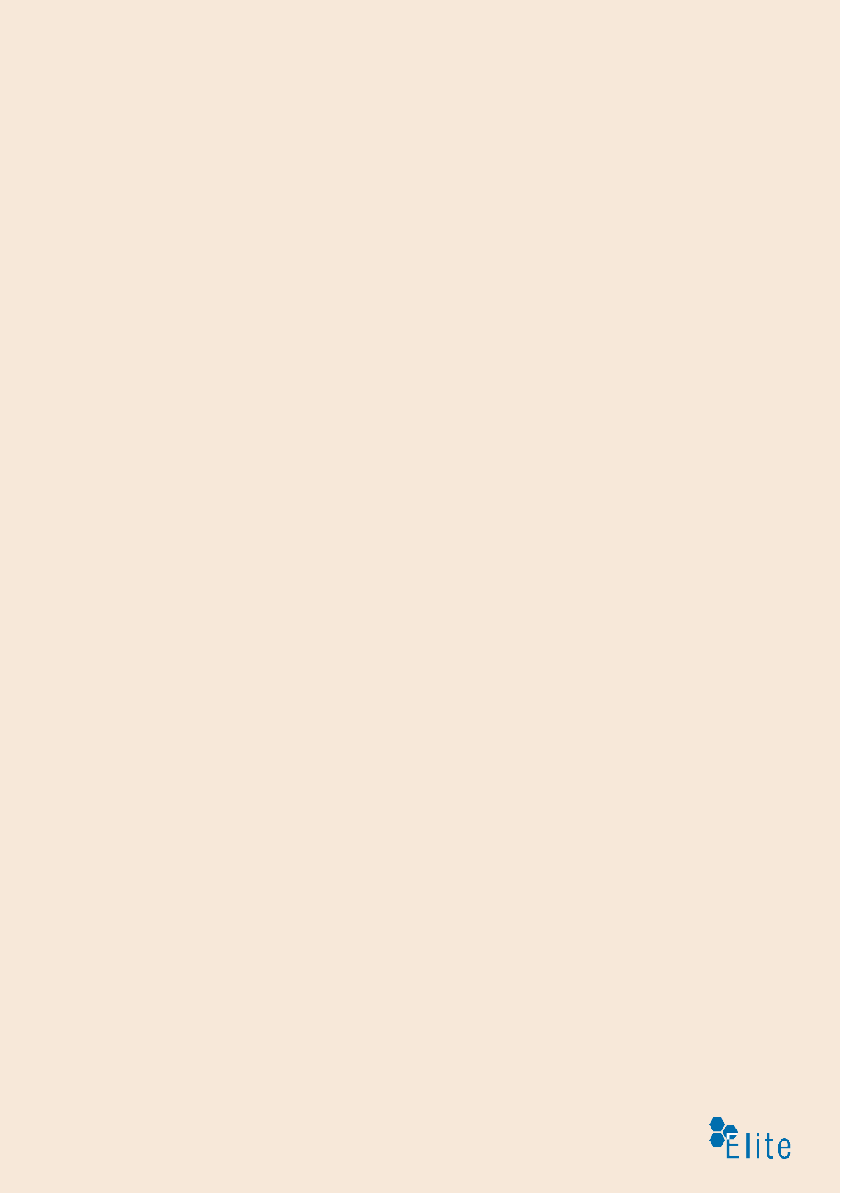Elite